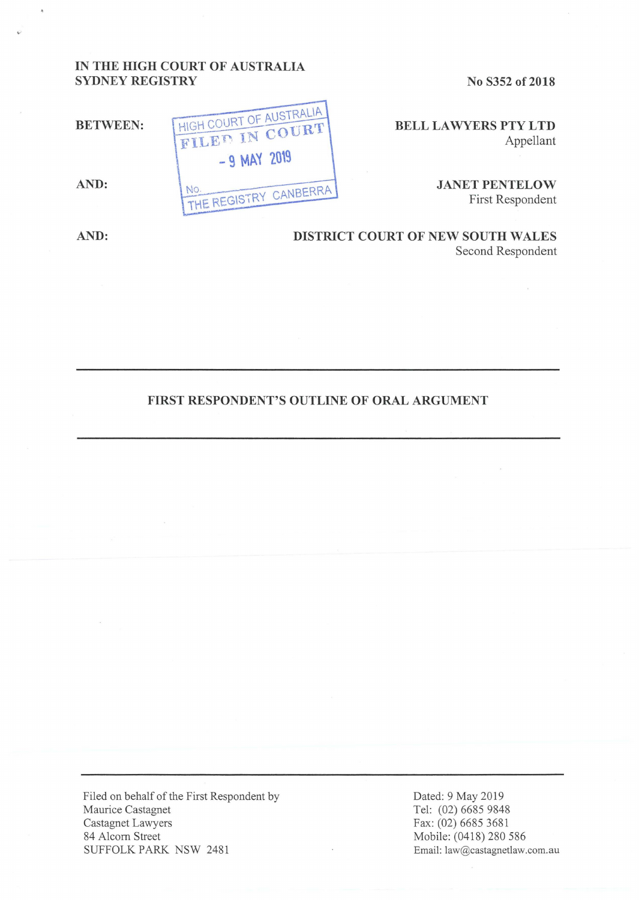IN THE HIGH COURT OF AUSTRALIA
SYDNEY REGISTRY

No S352 of 2018

HIGH COURT OF AUSTRALIA
FILED IN COURT
- 9 MAY 2019
No.
THE REGISTRY CANBERRA

**BETWEEN:**

**BELL LAWYERS PTY LTD**
Appellant

**AND:**

**JANET PENTELOW**
First Respondent

**AND:**

**DISTRICT COURT OF NEW SOUTH WALES**
Second Respondent

---

## FIRST RESPONDENT'S OUTLINE OF ORAL ARGUMENT

---

Filed on behalf of the First Respondent by
Maurice Castagnet
Castagnet Lawyers
84 Alcorn Street
SUFFOLK PARK NSW 2481

Dated: 9 May 2019
Tel: (02) 6685 9848
Fax: (02) 6685 3681
Mobile: (0418) 280 586
Email: law@castagnetlaw.com.au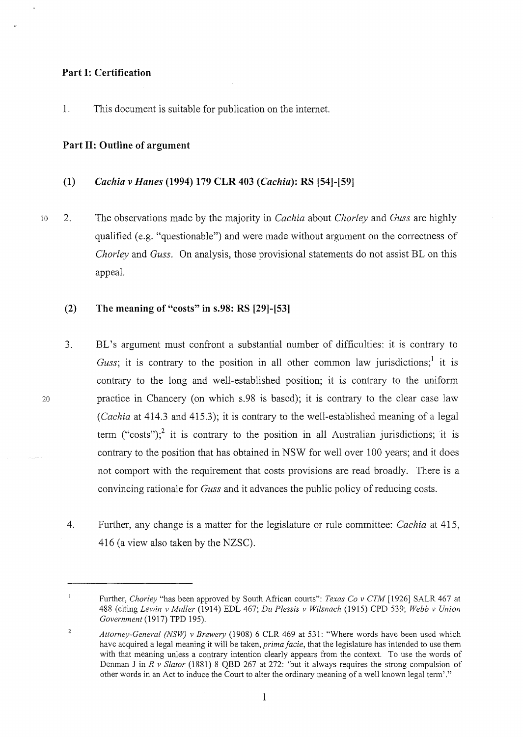**Part I: Certification**

1. This document is suitable for publication on the internet.

**Part II: Outline of argument**

**(1) *Cachia v Hanes* (1994) 179 CLR 403 (*Cachia*): RS [54]-[59]**

2. The observations made by the majority in *Cachia* about *Chorley* and *Guss* are highly qualified (e.g. "questionable") and were made without argument on the correctness of *Chorley* and *Guss*. On analysis, those provisional statements do not assist BL on this appeal.

**(2) The meaning of "costs" in s.98: RS [29]-[53]**

3. BL's argument must confront a substantial number of difficulties: it is contrary to *Guss*; it is contrary to the position in all other common law jurisdictions;[1] it is contrary to the long and well-established position; it is contrary to the uniform practice in Chancery (on which s.98 is based); it is contrary to the clear case law (*Cachia* at 414.3 and 415.3); it is contrary to the well-established meaning of a legal term ("costs");[2] it is contrary to the position in all Australian jurisdictions; it is contrary to the position that has obtained in NSW for well over 100 years; and it does not comport with the requirement that costs provisions are read broadly. There is a convincing rationale for *Guss* and it advances the public policy of reducing costs.

4. Further, any change is a matter for the legislature or rule committee: *Cachia* at 415, 416 (a view also taken by the NZSC).

---

[1] Further, *Chorley* "has been approved by South African courts": *Texas Co v CTM* [1926] SALR 467 at 488 (citing *Lewin v Muller* (1914) EDL 467; *Du Plessis v Wilsnach* (1915) CPD 539; *Webb v Union Government* (1917) TPD 195).

[2] *Attorney-General (NSW) v Brewery* (1908) 6 CLR 469 at 531: "Where words have been used which have acquired a legal meaning it will be taken, *prima facie*, that the legislature has intended to use them with that meaning unless a contrary intention clearly appears from the context. To use the words of Denman J in *R v Slator* (1881) 8 QBD 267 at 272: 'but it always requires the strong compulsion of other words in an Act to induce the Court to alter the ordinary meaning of a well known legal term'."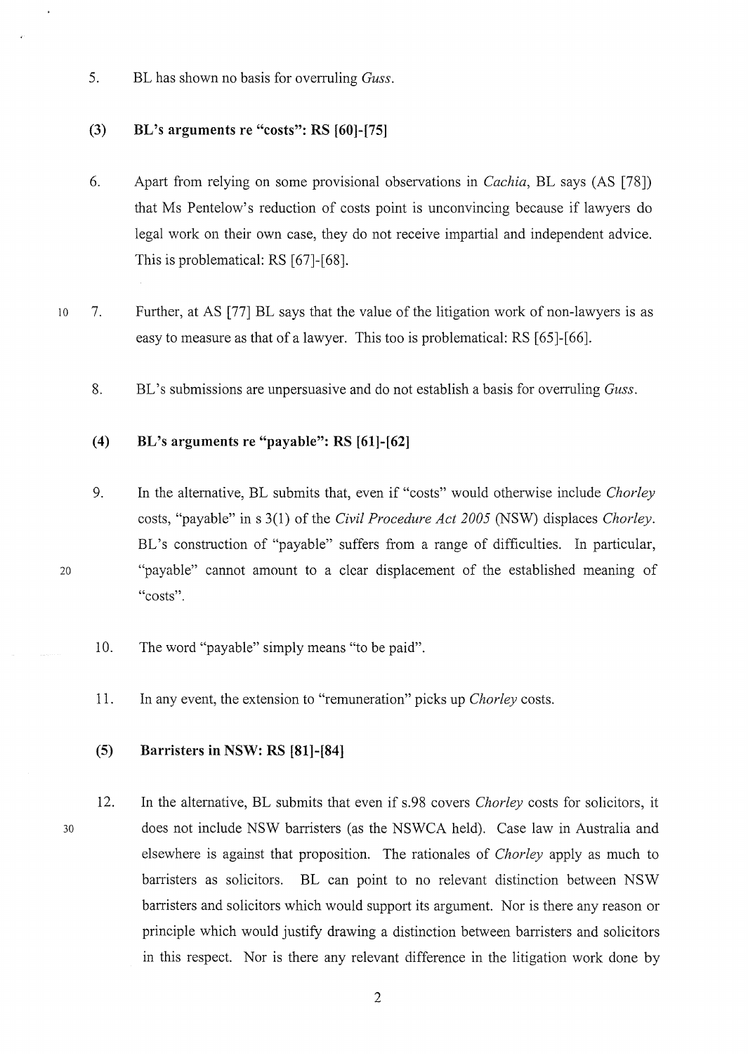5. BL has shown no basis for overruling *Guss*.

### (3) BL's arguments re "costs": RS [60]-[75]

6. Apart from relying on some provisional observations in *Cachia*, BL says (AS [78]) that Ms Pentelow's reduction of costs point is unconvincing because if lawyers do legal work on their own case, they do not receive impartial and independent advice. This is problematical: RS [67]-[68].

7. Further, at AS [77] BL says that the value of the litigation work of non-lawyers is as easy to measure as that of a lawyer. This too is problematical: RS [65]-[66].

8. BL's submissions are unpersuasive and do not establish a basis for overruling *Guss*.

### (4) BL's arguments re "payable": RS [61]-[62]

9. In the alternative, BL submits that, even if "costs" would otherwise include *Chorley* costs, "payable" in s 3(1) of the *Civil Procedure Act 2005* (NSW) displaces *Chorley*. BL's construction of "payable" suffers from a range of difficulties. In particular, "payable" cannot amount to a clear displacement of the established meaning of "costs".

10. The word "payable" simply means "to be paid".

11. In any event, the extension to "remuneration" picks up *Chorley* costs.

### (5) Barristers in NSW: RS [81]-[84]

12. In the alternative, BL submits that even if s.98 covers *Chorley* costs for solicitors, it does not include NSW barristers (as the NSWCA held). Case law in Australia and elsewhere is against that proposition. The rationales of *Chorley* apply as much to barristers as solicitors. BL can point to no relevant distinction between NSW barristers and solicitors which would support its argument. Nor is there any reason or principle which would justify drawing a distinction between barristers and solicitors in this respect. Nor is there any relevant difference in the litigation work done by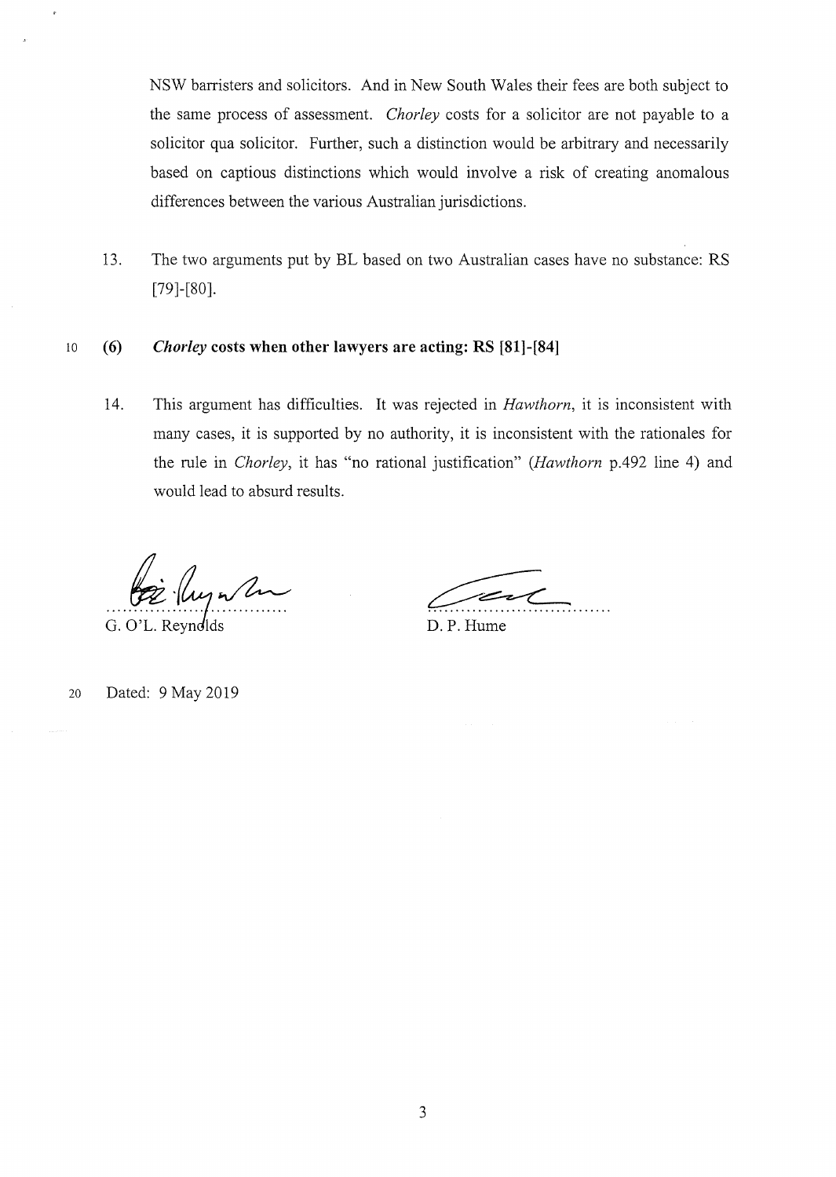NSW barristers and solicitors. And in New South Wales their fees are both subject to the same process of assessment. *Chorley* costs for a solicitor are not payable to a solicitor qua solicitor. Further, such a distinction would be arbitrary and necessarily based on captious distinctions which would involve a risk of creating anomalous differences between the various Australian jurisdictions.

13. The two arguments put by BL based on two Australian cases have no substance: RS [79]-[80].

**(6) *Chorley* costs when other lawyers are acting: RS [81]-[84]**

14. This argument has difficulties. It was rejected in *Hawthorn*, it is inconsistent with many cases, it is supported by no authority, it is inconsistent with the rationales for the rule in *Chorley*, it has "no rational justification" (*Hawthorn* p.492 line 4) and would lead to absurd results.

G. O'L. Reynolds

D. P. Hume

Dated: 9 May 2019